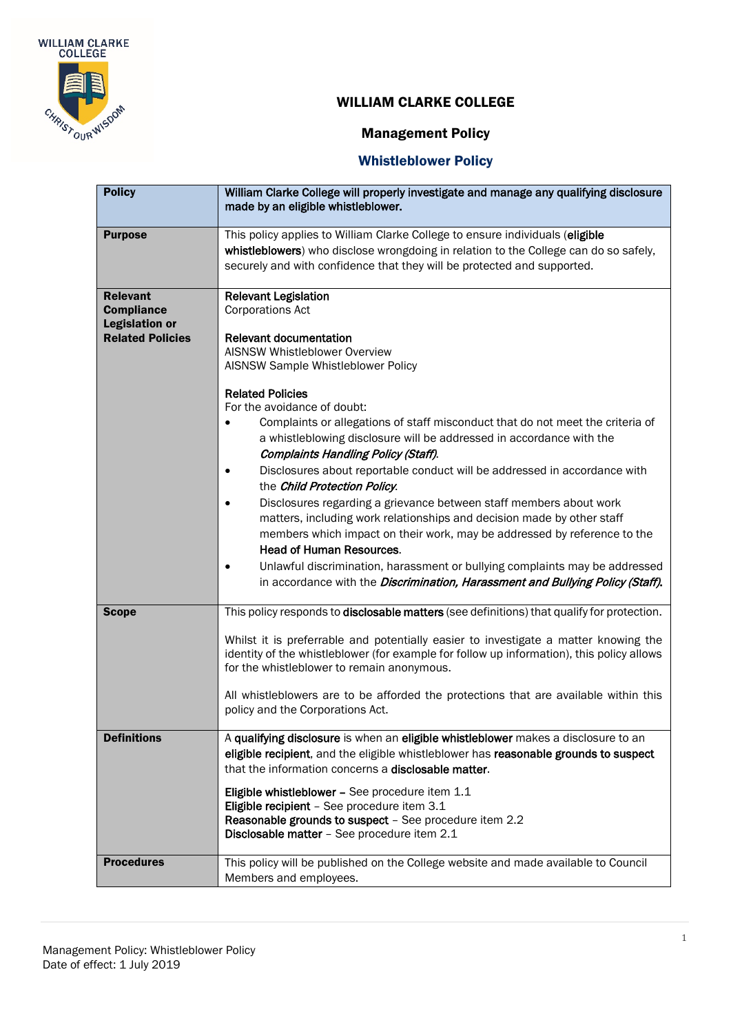WILLIAM CLARKE COLLEGE

# WILLIAM CLARKE COLLEGE

## Management Policy

## Whistleblower Policy

| | |
|---|---|
| **Policy** | **William Clarke College will properly investigate and manage any qualifying disclosure made by an eligible whistleblower.** |
| **Purpose** | This policy applies to William Clarke College to ensure individuals (**eligible whistleblowers**) who disclose wrongdoing in relation to the College can do so safely, securely and with confidence that they will be protected and supported. |
| **Relevant Compliance Legislation or Related Policies** | **Relevant Legislation**<br>Corporations Act<br><br>**Relevant documentation**<br>AISNSW Whistleblower Overview<br>AISNSW Sample Whistleblower Policy<br><br>**Related Policies**<br>For the avoidance of doubt:<br>• Complaints or allegations of staff misconduct that do not meet the criteria of a whistleblowing disclosure will be addressed in accordance with the ***Complaints Handling Policy (Staff)***.<br>• Disclosures about reportable conduct will be addressed in accordance with the ***Child Protection Policy***.<br>• Disclosures regarding a grievance between staff members about work matters, including work relationships and decision made by other staff members which impact on their work, may be addressed by reference to the **Head of Human Resources**.<br>• Unlawful discrimination, harassment or bullying complaints may be addressed in accordance with the ***Discrimination, Harassment and Bullying Policy (Staff)***. |
| **Scope** | This policy responds to **disclosable matters** (see definitions) that qualify for protection.<br><br>Whilst it is preferrable and potentially easier to investigate a matter knowing the identity of the whistleblower (for example for follow up information), this policy allows for the whistleblower to remain anonymous.<br><br>All whistleblowers are to be afforded the protections that are available within this policy and the Corporations Act. |
| **Definitions** | A **qualifying disclosure** is when an **eligible whistleblower** makes a disclosure to an **eligible recipient**, and the eligible whistleblower has **reasonable grounds to suspect** that the information concerns a **disclosable matter**.<br><br>**Eligible whistleblower –** See procedure item 1.1<br>**Eligible recipient** – See procedure item 3.1<br>**Reasonable grounds to suspect** – See procedure item 2.2<br>**Disclosable matter** – See procedure item 2.1 |
| **Procedures** | This policy will be published on the College website and made available to Council Members and employees. |

Management Policy: Whistleblower Policy
Date of effect: 1 July 2019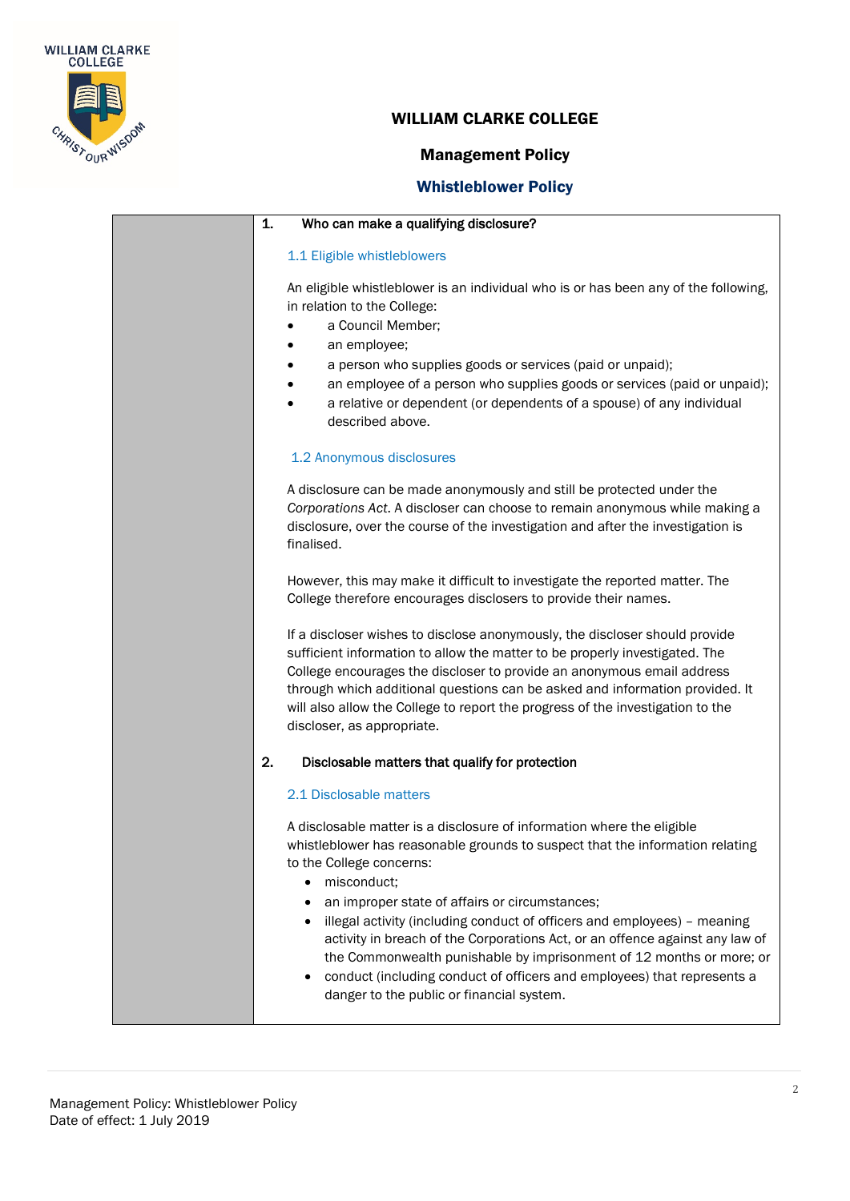# WILLIAM CLARKE COLLEGE

## Management Policy

## Whistleblower Policy

### 1. Who can make a qualifying disclosure?

#### 1.1 Eligible whistleblowers

An eligible whistleblower is an individual who is or has been any of the following, in relation to the College:

- a Council Member;
- an employee;
- a person who supplies goods or services (paid or unpaid);
- an employee of a person who supplies goods or services (paid or unpaid);
- a relative or dependent (or dependents of a spouse) of any individual described above.

#### 1.2 Anonymous disclosures

A disclosure can be made anonymously and still be protected under the *Corporations Act*. A discloser can choose to remain anonymous while making a disclosure, over the course of the investigation and after the investigation is finalised.

However, this may make it difficult to investigate the reported matter. The College therefore encourages disclosers to provide their names.

If a discloser wishes to disclose anonymously, the discloser should provide sufficient information to allow the matter to be properly investigated. The College encourages the discloser to provide an anonymous email address through which additional questions can be asked and information provided. It will also allow the College to report the progress of the investigation to the discloser, as appropriate.

### 2. Disclosable matters that qualify for protection

#### 2.1 Disclosable matters

A disclosable matter is a disclosure of information where the eligible whistleblower has reasonable grounds to suspect that the information relating to the College concerns:

- misconduct;
- an improper state of affairs or circumstances;
- illegal activity (including conduct of officers and employees) – meaning activity in breach of the Corporations Act, or an offence against any law of the Commonwealth punishable by imprisonment of 12 months or more; or
- conduct (including conduct of officers and employees) that represents a danger to the public or financial system.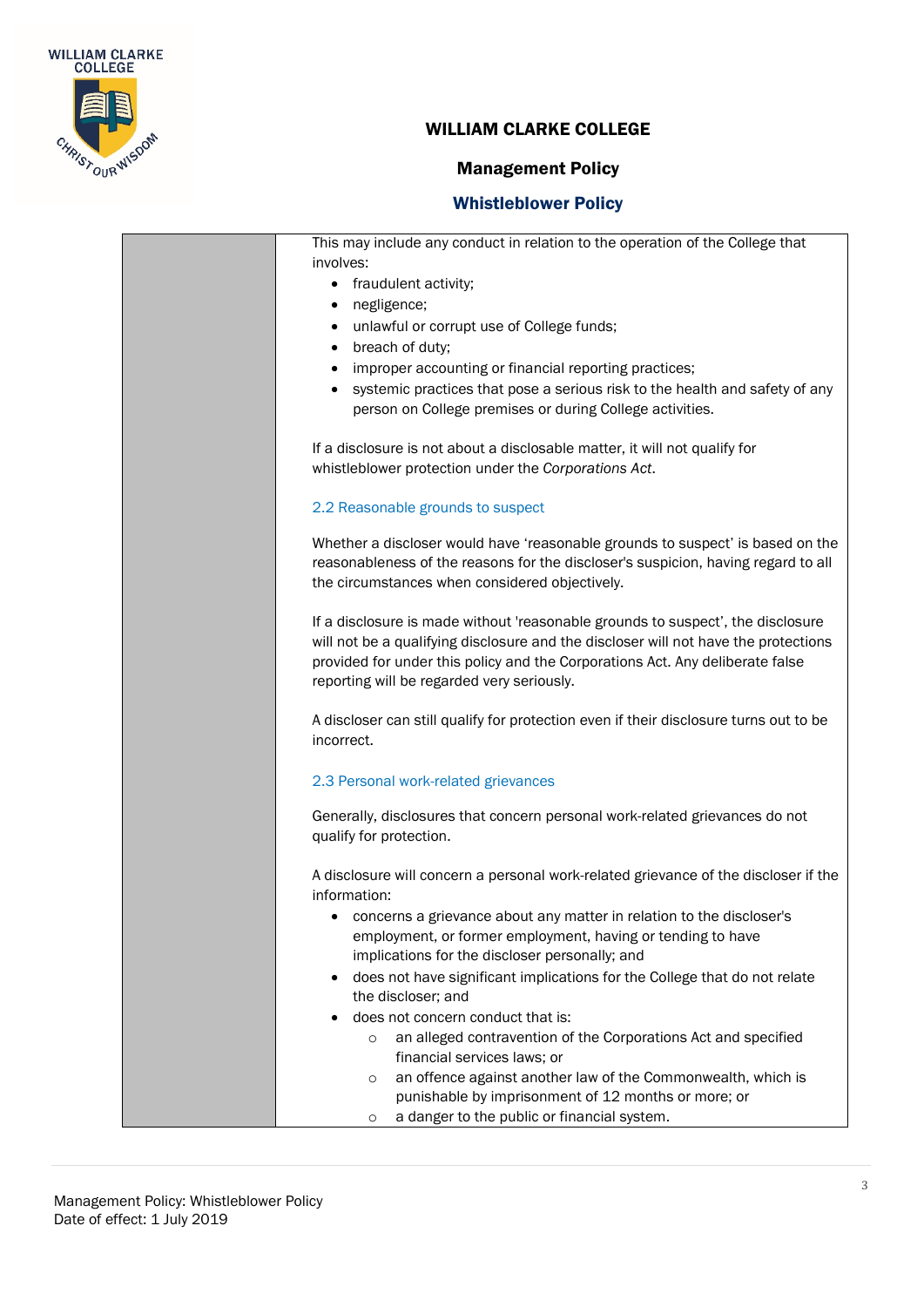This may include any conduct in relation to the operation of the College that involves:

- fraudulent activity;
- negligence;
- unlawful or corrupt use of College funds;
- breach of duty;
- improper accounting or financial reporting practices;
- systemic practices that pose a serious risk to the health and safety of any person on College premises or during College activities.

If a disclosure is not about a disclosable matter, it will not qualify for whistleblower protection under the *Corporations Act*.

### 2.2 Reasonable grounds to suspect

Whether a discloser would have 'reasonable grounds to suspect' is based on the reasonableness of the reasons for the discloser's suspicion, having regard to all the circumstances when considered objectively.

If a disclosure is made without 'reasonable grounds to suspect', the disclosure will not be a qualifying disclosure and the discloser will not have the protections provided for under this policy and the Corporations Act. Any deliberate false reporting will be regarded very seriously.

A discloser can still qualify for protection even if their disclosure turns out to be incorrect.

### 2.3 Personal work-related grievances

Generally, disclosures that concern personal work-related grievances do not qualify for protection.

A disclosure will concern a personal work-related grievance of the discloser if the information:

- concerns a grievance about any matter in relation to the discloser's employment, or former employment, having or tending to have implications for the discloser personally; and
- does not have significant implications for the College that do not relate the discloser; and
- does not concern conduct that is:
  - an alleged contravention of the Corporations Act and specified financial services laws; or
  - an offence against another law of the Commonwealth, which is punishable by imprisonment of 12 months or more; or
  - a danger to the public or financial system.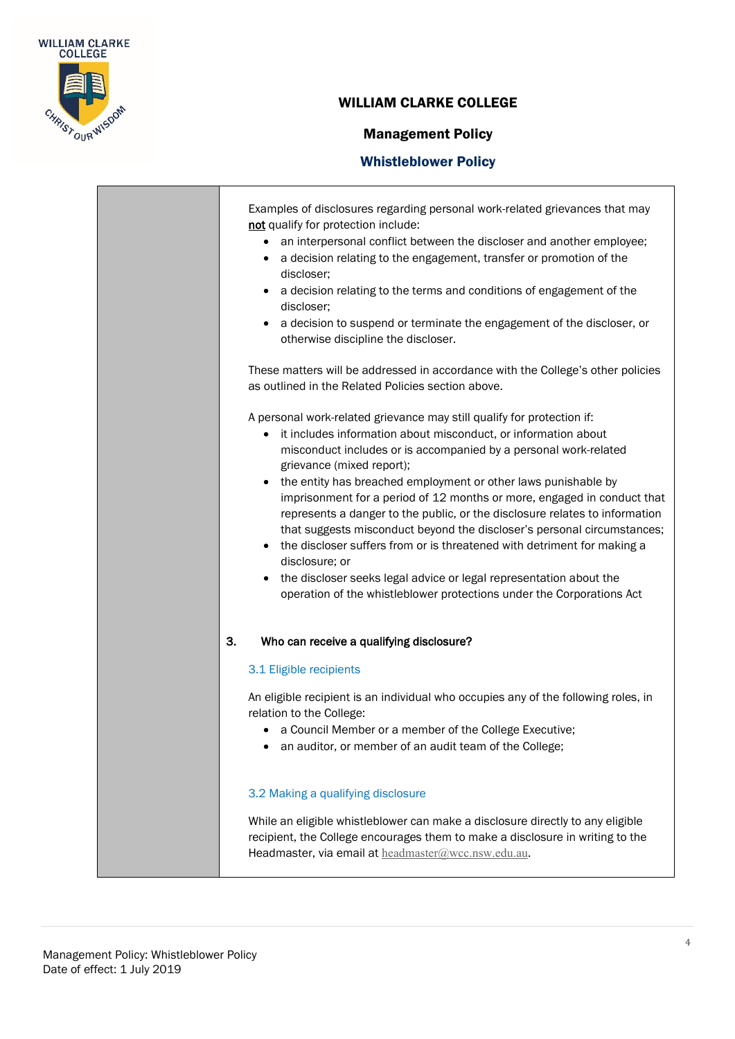Examples of disclosures regarding personal work-related grievances that may **not** qualify for protection include:

- an interpersonal conflict between the discloser and another employee;
- a decision relating to the engagement, transfer or promotion of the discloser;
- a decision relating to the terms and conditions of engagement of the discloser;
- a decision to suspend or terminate the engagement of the discloser, or otherwise discipline the discloser.

These matters will be addressed in accordance with the College's other policies as outlined in the Related Policies section above.

A personal work-related grievance may still qualify for protection if:

- it includes information about misconduct, or information about misconduct includes or is accompanied by a personal work-related grievance (mixed report);
- the entity has breached employment or other laws punishable by imprisonment for a period of 12 months or more, engaged in conduct that represents a danger to the public, or the disclosure relates to information that suggests misconduct beyond the discloser's personal circumstances;
- the discloser suffers from or is threatened with detriment for making a disclosure; or
- the discloser seeks legal advice or legal representation about the operation of the whistleblower protections under the Corporations Act

## 3. Who can receive a qualifying disclosure?

### 3.1 Eligible recipients

An eligible recipient is an individual who occupies any of the following roles, in relation to the College:

- a Council Member or a member of the College Executive;
- an auditor, or member of an audit team of the College;

### 3.2 Making a qualifying disclosure

While an eligible whistleblower can make a disclosure directly to any eligible recipient, the College encourages them to make a disclosure in writing to the Headmaster, via email at headmaster@wcc.nsw.edu.au.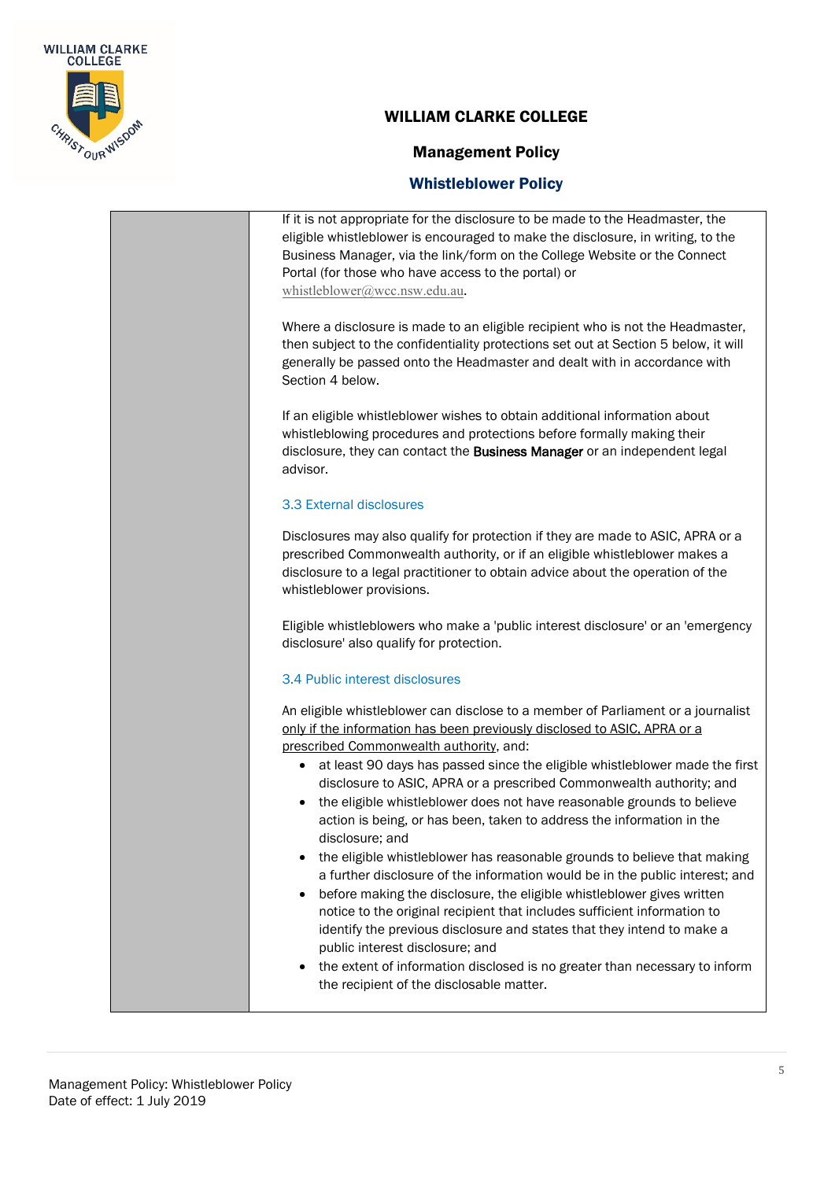If it is not appropriate for the disclosure to be made to the Headmaster, the eligible whistleblower is encouraged to make the disclosure, in writing, to the Business Manager, via the link/form on the College Website or the Connect Portal (for those who have access to the portal) or whistleblower@wcc.nsw.edu.au.

Where a disclosure is made to an eligible recipient who is not the Headmaster, then subject to the confidentiality protections set out at Section 5 below, it will generally be passed onto the Headmaster and dealt with in accordance with Section 4 below.

If an eligible whistleblower wishes to obtain additional information about whistleblowing procedures and protections before formally making their disclosure, they can contact the **Business Manager** or an independent legal advisor.

### 3.3 External disclosures

Disclosures may also qualify for protection if they are made to ASIC, APRA or a prescribed Commonwealth authority, or if an eligible whistleblower makes a disclosure to a legal practitioner to obtain advice about the operation of the whistleblower provisions.

Eligible whistleblowers who make a 'public interest disclosure' or an 'emergency disclosure' also qualify for protection.

### 3.4 Public interest disclosures

An eligible whistleblower can disclose to a member of Parliament or a journalist <u>only if the information has been previously disclosed to ASIC, APRA or a prescribed Commonwealth authority</u>, and:

- at least 90 days has passed since the eligible whistleblower made the first disclosure to ASIC, APRA or a prescribed Commonwealth authority; and
- the eligible whistleblower does not have reasonable grounds to believe action is being, or has been, taken to address the information in the disclosure; and
- the eligible whistleblower has reasonable grounds to believe that making a further disclosure of the information would be in the public interest; and
- before making the disclosure, the eligible whistleblower gives written notice to the original recipient that includes sufficient information to identify the previous disclosure and states that they intend to make a public interest disclosure; and
- the extent of information disclosed is no greater than necessary to inform the recipient of the disclosable matter.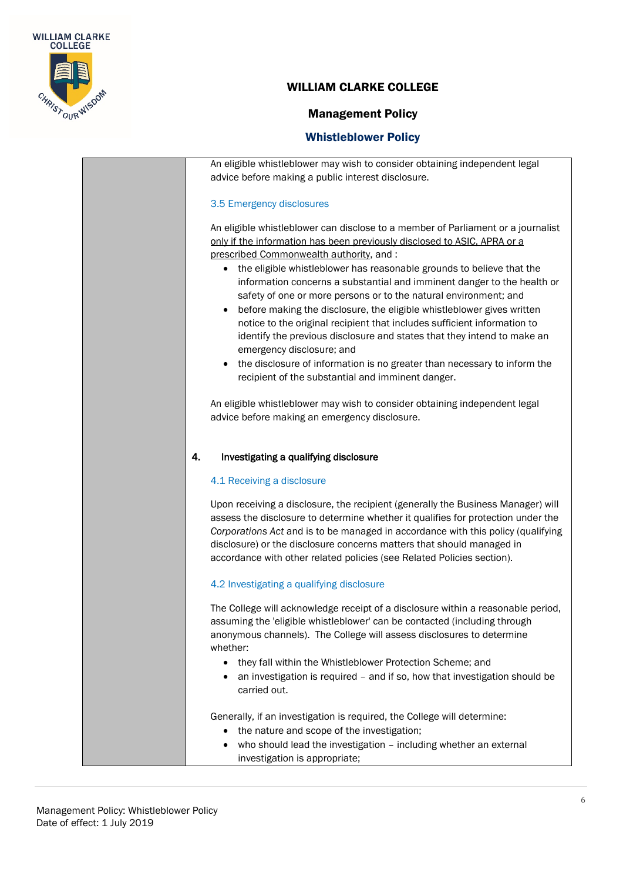An eligible whistleblower may wish to consider obtaining independent legal advice before making a public interest disclosure.

### 3.5 Emergency disclosures

An eligible whistleblower can disclose to a member of Parliament or a journalist only if the information has been previously disclosed to ASIC, APRA or a prescribed Commonwealth authority, and :

- the eligible whistleblower has reasonable grounds to believe that the information concerns a substantial and imminent danger to the health or safety of one or more persons or to the natural environment; and
- before making the disclosure, the eligible whistleblower gives written notice to the original recipient that includes sufficient information to identify the previous disclosure and states that they intend to make an emergency disclosure; and
- the disclosure of information is no greater than necessary to inform the recipient of the substantial and imminent danger.

An eligible whistleblower may wish to consider obtaining independent legal advice before making an emergency disclosure.

## 4. Investigating a qualifying disclosure

### 4.1 Receiving a disclosure

Upon receiving a disclosure, the recipient (generally the Business Manager) will assess the disclosure to determine whether it qualifies for protection under the *Corporations Act* and is to be managed in accordance with this policy (qualifying disclosure) or the disclosure concerns matters that should managed in accordance with other related policies (see Related Policies section).

### 4.2 Investigating a qualifying disclosure

The College will acknowledge receipt of a disclosure within a reasonable period, assuming the 'eligible whistleblower' can be contacted (including through anonymous channels). The College will assess disclosures to determine whether:

- they fall within the Whistleblower Protection Scheme; and
- an investigation is required – and if so, how that investigation should be carried out.

Generally, if an investigation is required, the College will determine:

- the nature and scope of the investigation;
- who should lead the investigation – including whether an external investigation is appropriate;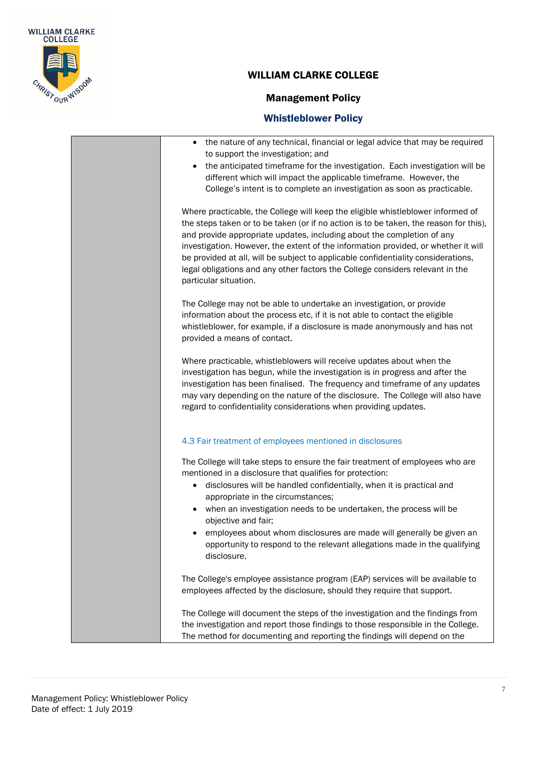- the nature of any technical, financial or legal advice that may be required to support the investigation; and
- the anticipated timeframe for the investigation. Each investigation will be different which will impact the applicable timeframe. However, the College's intent is to complete an investigation as soon as practicable.

Where practicable, the College will keep the eligible whistleblower informed of the steps taken or to be taken (or if no action is to be taken, the reason for this), and provide appropriate updates, including about the completion of any investigation. However, the extent of the information provided, or whether it will be provided at all, will be subject to applicable confidentiality considerations, legal obligations and any other factors the College considers relevant in the particular situation.

The College may not be able to undertake an investigation, or provide information about the process etc, if it is not able to contact the eligible whistleblower, for example, if a disclosure is made anonymously and has not provided a means of contact.

Where practicable, whistleblowers will receive updates about when the investigation has begun, while the investigation is in progress and after the investigation has been finalised. The frequency and timeframe of any updates may vary depending on the nature of the disclosure. The College will also have regard to confidentiality considerations when providing updates.

### 4.3 Fair treatment of employees mentioned in disclosures

The College will take steps to ensure the fair treatment of employees who are mentioned in a disclosure that qualifies for protection:

- disclosures will be handled confidentially, when it is practical and appropriate in the circumstances;
- when an investigation needs to be undertaken, the process will be objective and fair;
- employees about whom disclosures are made will generally be given an opportunity to respond to the relevant allegations made in the qualifying disclosure.

The College's employee assistance program (EAP) services will be available to employees affected by the disclosure, should they require that support.

The College will document the steps of the investigation and the findings from the investigation and report those findings to those responsible in the College. The method for documenting and reporting the findings will depend on the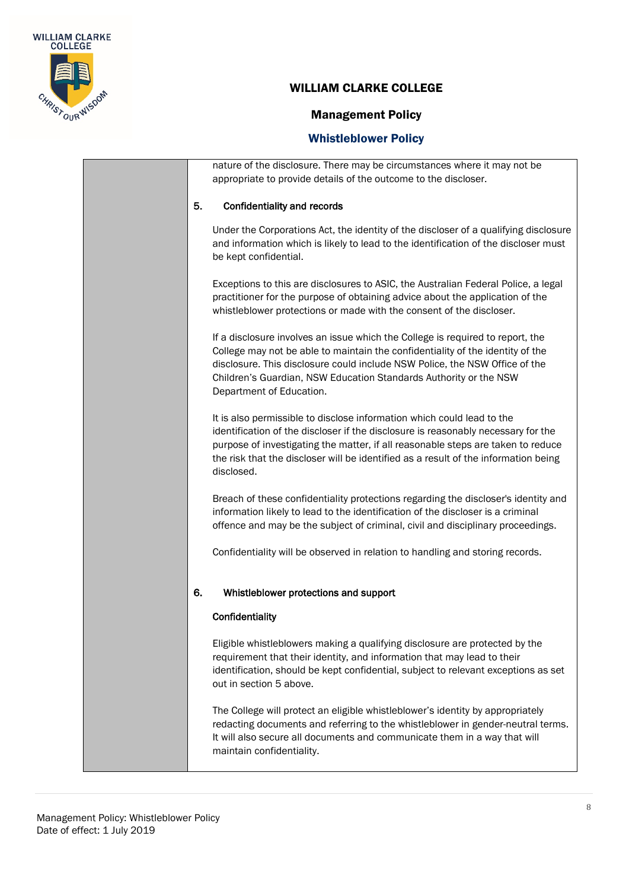nature of the disclosure. There may be circumstances where it may not be appropriate to provide details of the outcome to the discloser.

## 5. Confidentiality and records

Under the Corporations Act, the identity of the discloser of a qualifying disclosure and information which is likely to lead to the identification of the discloser must be kept confidential.

Exceptions to this are disclosures to ASIC, the Australian Federal Police, a legal practitioner for the purpose of obtaining advice about the application of the whistleblower protections or made with the consent of the discloser.

If a disclosure involves an issue which the College is required to report, the College may not be able to maintain the confidentiality of the identity of the disclosure. This disclosure could include NSW Police, the NSW Office of the Children's Guardian, NSW Education Standards Authority or the NSW Department of Education.

It is also permissible to disclose information which could lead to the identification of the discloser if the disclosure is reasonably necessary for the purpose of investigating the matter, if all reasonable steps are taken to reduce the risk that the discloser will be identified as a result of the information being disclosed.

Breach of these confidentiality protections regarding the discloser's identity and information likely to lead to the identification of the discloser is a criminal offence and may be the subject of criminal, civil and disciplinary proceedings.

Confidentiality will be observed in relation to handling and storing records.

## 6. Whistleblower protections and support

### Confidentiality

Eligible whistleblowers making a qualifying disclosure are protected by the requirement that their identity, and information that may lead to their identification, should be kept confidential, subject to relevant exceptions as set out in section 5 above.

The College will protect an eligible whistleblower's identity by appropriately redacting documents and referring to the whistleblower in gender-neutral terms. It will also secure all documents and communicate them in a way that will maintain confidentiality.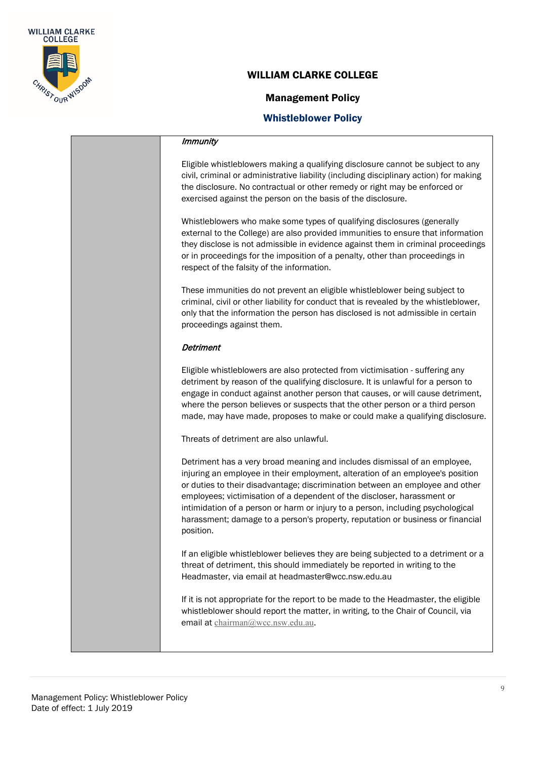*Immunity*

Eligible whistleblowers making a qualifying disclosure cannot be subject to any civil, criminal or administrative liability (including disciplinary action) for making the disclosure. No contractual or other remedy or right may be enforced or exercised against the person on the basis of the disclosure.

Whistleblowers who make some types of qualifying disclosures (generally external to the College) are also provided immunities to ensure that information they disclose is not admissible in evidence against them in criminal proceedings or in proceedings for the imposition of a penalty, other than proceedings in respect of the falsity of the information.

These immunities do not prevent an eligible whistleblower being subject to criminal, civil or other liability for conduct that is revealed by the whistleblower, only that the information the person has disclosed is not admissible in certain proceedings against them.

*Detriment*

Eligible whistleblowers are also protected from victimisation - suffering any detriment by reason of the qualifying disclosure. It is unlawful for a person to engage in conduct against another person that causes, or will cause detriment, where the person believes or suspects that the other person or a third person made, may have made, proposes to make or could make a qualifying disclosure.

Threats of detriment are also unlawful.

Detriment has a very broad meaning and includes dismissal of an employee, injuring an employee in their employment, alteration of an employee's position or duties to their disadvantage; discrimination between an employee and other employees; victimisation of a dependent of the discloser, harassment or intimidation of a person or harm or injury to a person, including psychological harassment; damage to a person's property, reputation or business or financial position.

If an eligible whistleblower believes they are being subjected to a detriment or a threat of detriment, this should immediately be reported in writing to the Headmaster, via email at headmaster@wcc.nsw.edu.au

If it is not appropriate for the report to be made to the Headmaster, the eligible whistleblower should report the matter, in writing, to the Chair of Council, via email at chairman@wcc.nsw.edu.au.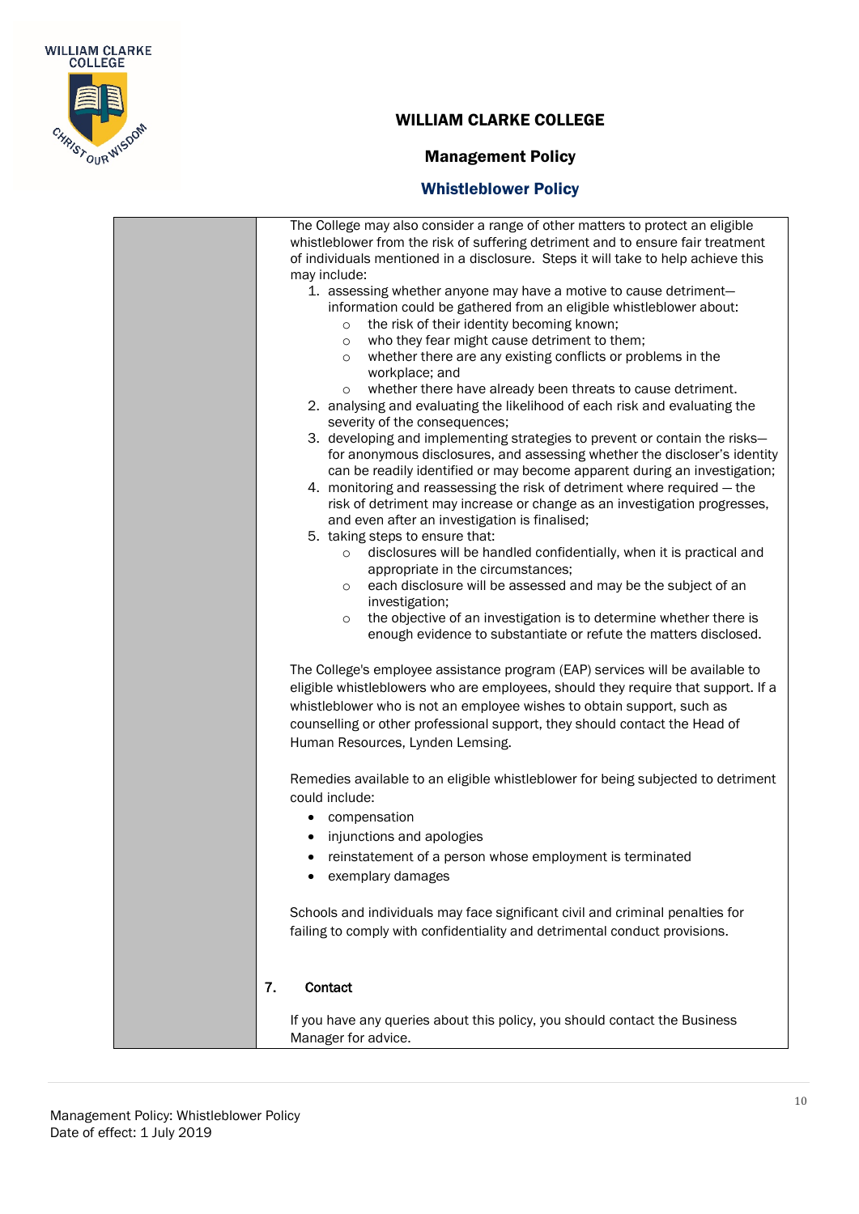The College may also consider a range of other matters to protect an eligible whistleblower from the risk of suffering detriment and to ensure fair treatment of individuals mentioned in a disclosure. Steps it will take to help achieve this may include:

1. assessing whether anyone may have a motive to cause detriment—information could be gathered from an eligible whistleblower about:
   - the risk of their identity becoming known;
   - who they fear might cause detriment to them;
   - whether there are any existing conflicts or problems in the workplace; and
   - whether there have already been threats to cause detriment.
2. analysing and evaluating the likelihood of each risk and evaluating the severity of the consequences;
3. developing and implementing strategies to prevent or contain the risks—for anonymous disclosures, and assessing whether the discloser's identity can be readily identified or may become apparent during an investigation;
4. monitoring and reassessing the risk of detriment where required – the risk of detriment may increase or change as an investigation progresses, and even after an investigation is finalised;
5. taking steps to ensure that:
   - disclosures will be handled confidentially, when it is practical and appropriate in the circumstances;
   - each disclosure will be assessed and may be the subject of an investigation;
   - the objective of an investigation is to determine whether there is enough evidence to substantiate or refute the matters disclosed.

The College's employee assistance program (EAP) services will be available to eligible whistleblowers who are employees, should they require that support. If a whistleblower who is not an employee wishes to obtain support, such as counselling or other professional support, they should contact the Head of Human Resources, Lynden Lemsing.

Remedies available to an eligible whistleblower for being subjected to detriment could include:

- compensation
- injunctions and apologies
- reinstatement of a person whose employment is terminated
- exemplary damages

Schools and individuals may face significant civil and criminal penalties for failing to comply with confidentiality and detrimental conduct provisions.

## 7. Contact

If you have any queries about this policy, you should contact the Business Manager for advice.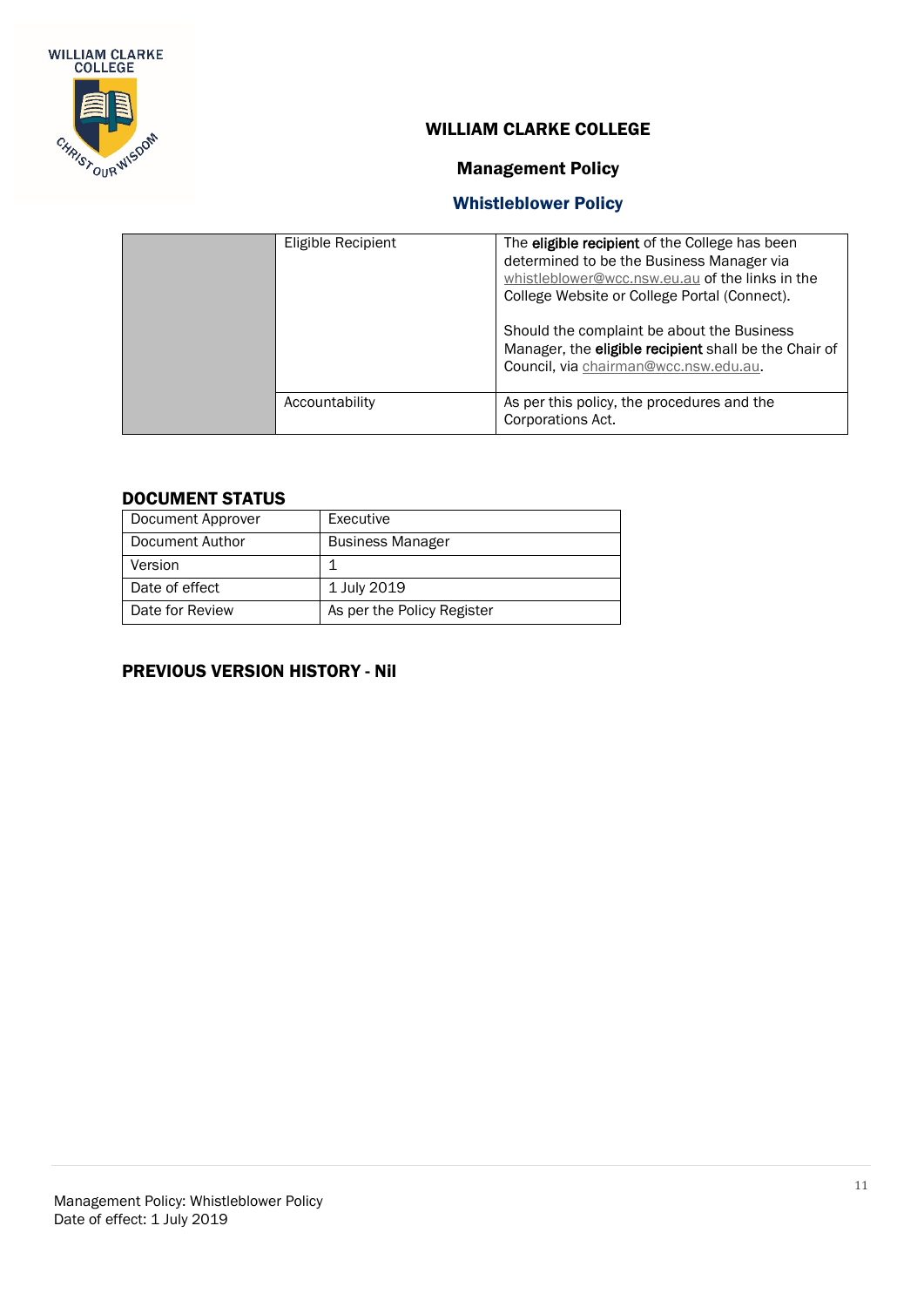WILLIAM CLARKE COLLEGE

**Management Policy**

**Whistleblower Policy**

| | | |
|---|---|---|
| | Eligible Recipient | The **eligible recipient** of the College has been determined to be the Business Manager via whistleblower@wcc.nsw.eu.au of the links in the College Website or College Portal (Connect).<br><br>Should the complaint be about the Business Manager, the **eligible recipient** shall be the Chair of Council, via chairman@wcc.nsw.edu.au. |
| | Accountability | As per this policy, the procedures and the Corporations Act. |

## DOCUMENT STATUS

| | |
|---|---|
| Document Approver | Executive |
| Document Author | Business Manager |
| Version | 1 |
| Date of effect | 1 July 2019 |
| Date for Review | As per the Policy Register |

## PREVIOUS VERSION HISTORY - Nil